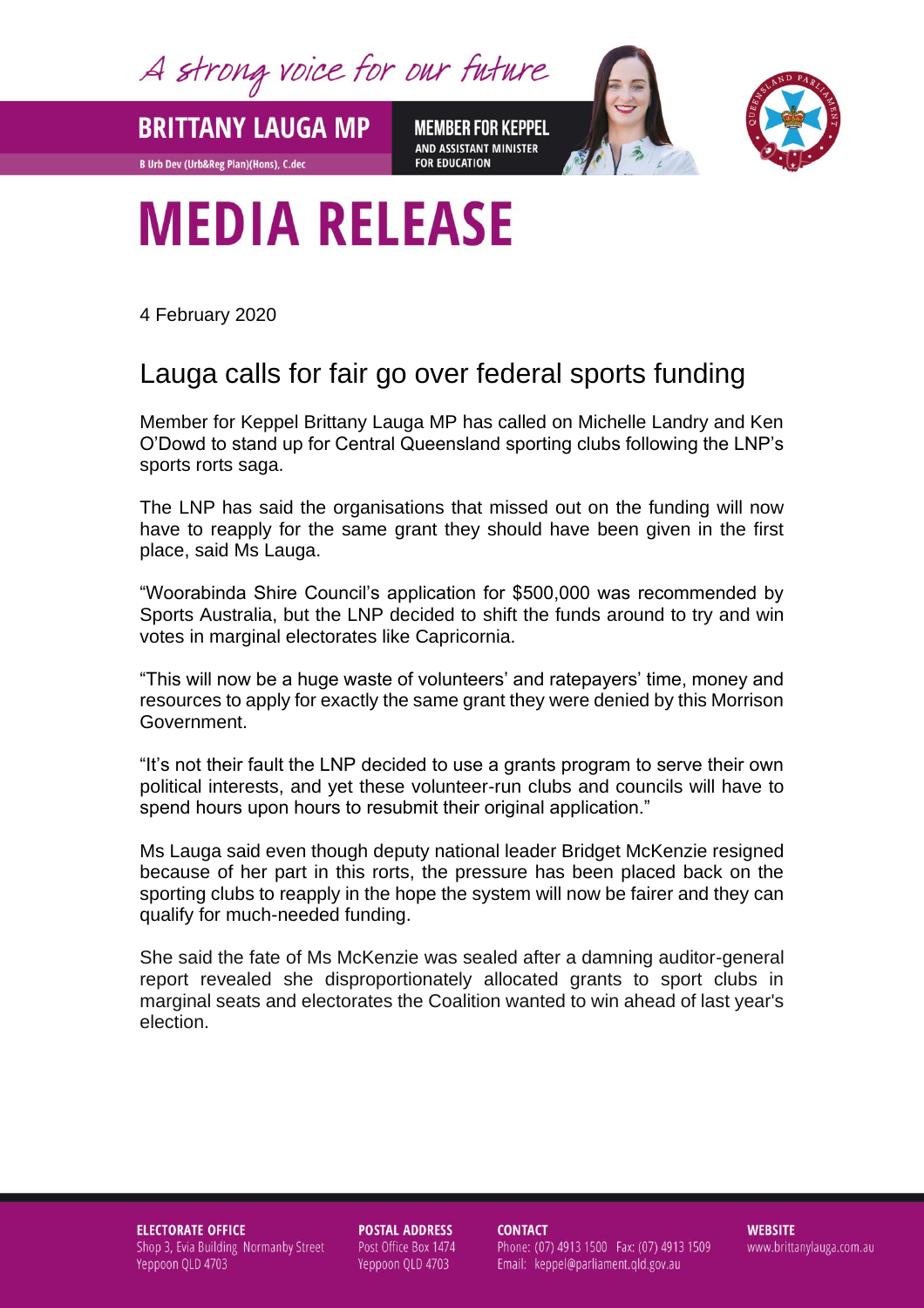A strong voice for our future

**BRITTANY LAUGA MP**

B Urb Dev (Urb&Reg Plan)(Hons), C.dec

**MEMBER FOR KEPPEL**
AND ASSISTANT MINISTER FOR EDUCATION

# MEDIA RELEASE

4 February 2020

## Lauga calls for fair go over federal sports funding

Member for Keppel Brittany Lauga MP has called on Michelle Landry and Ken O'Dowd to stand up for Central Queensland sporting clubs following the LNP's sports rorts saga.

The LNP has said the organisations that missed out on the funding will now have to reapply for the same grant they should have been given in the first place, said Ms Lauga.

"Woorabinda Shire Council's application for $500,000 was recommended by Sports Australia, but the LNP decided to shift the funds around to try and win votes in marginal electorates like Capricornia.

"This will now be a huge waste of volunteers' and ratepayers' time, money and resources to apply for exactly the same grant they were denied by this Morrison Government.

"It's not their fault the LNP decided to use a grants program to serve their own political interests, and yet these volunteer-run clubs and councils will have to spend hours upon hours to resubmit their original application."

Ms Lauga said even though deputy national leader Bridget McKenzie resigned because of her part in this rorts, the pressure has been placed back on the sporting clubs to reapply in the hope the system will now be fairer and they can qualify for much-needed funding.

She said the fate of Ms McKenzie was sealed after a damning auditor-general report revealed she disproportionately allocated grants to sport clubs in marginal seats and electorates the Coalition wanted to win ahead of last year's election.

**ELECTORATE OFFICE**
Shop 3, Evia Building Normanby Street
Yeppoon QLD 4703

**POSTAL ADDRESS**
Post Office Box 1474
Yeppoon QLD 4703

**CONTACT**
Phone: (07) 4913 1500 Fax: (07) 4913 1509
Email: keppel@parliament.qld.gov.au

**WEBSITE**
www.brittanylauga.com.au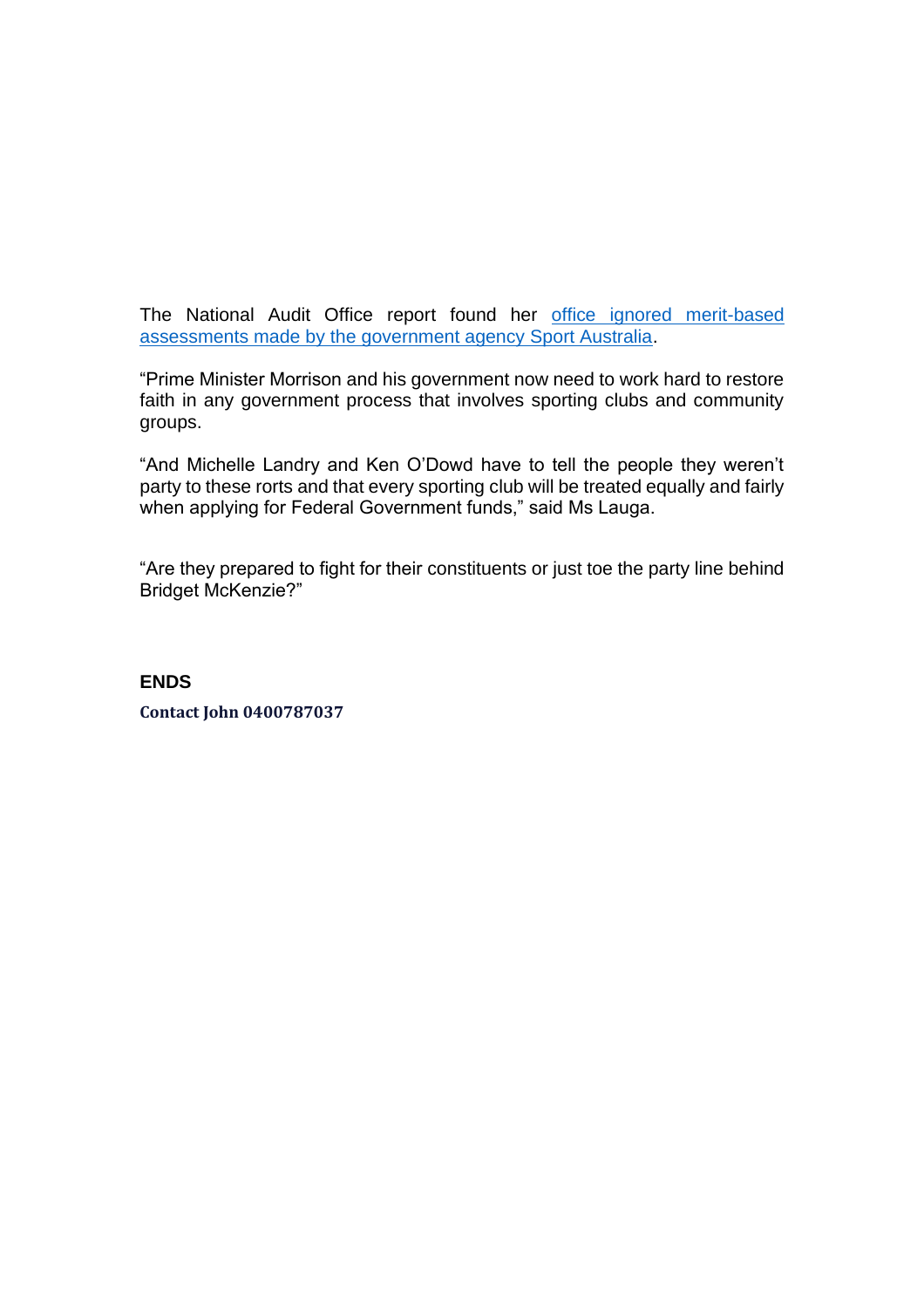The National Audit Office report found her [office ignored merit-based assessments made by the government agency Sport Australia](#).

"Prime Minister Morrison and his government now need to work hard to restore faith in any government process that involves sporting clubs and community groups.

"And Michelle Landry and Ken O'Dowd have to tell the people they weren't party to these rorts and that every sporting club will be treated equally and fairly when applying for Federal Government funds," said Ms Lauga.

"Are they prepared to fight for their constituents or just toe the party line behind Bridget McKenzie?"

**ENDS**

**Contact John 0400787037**